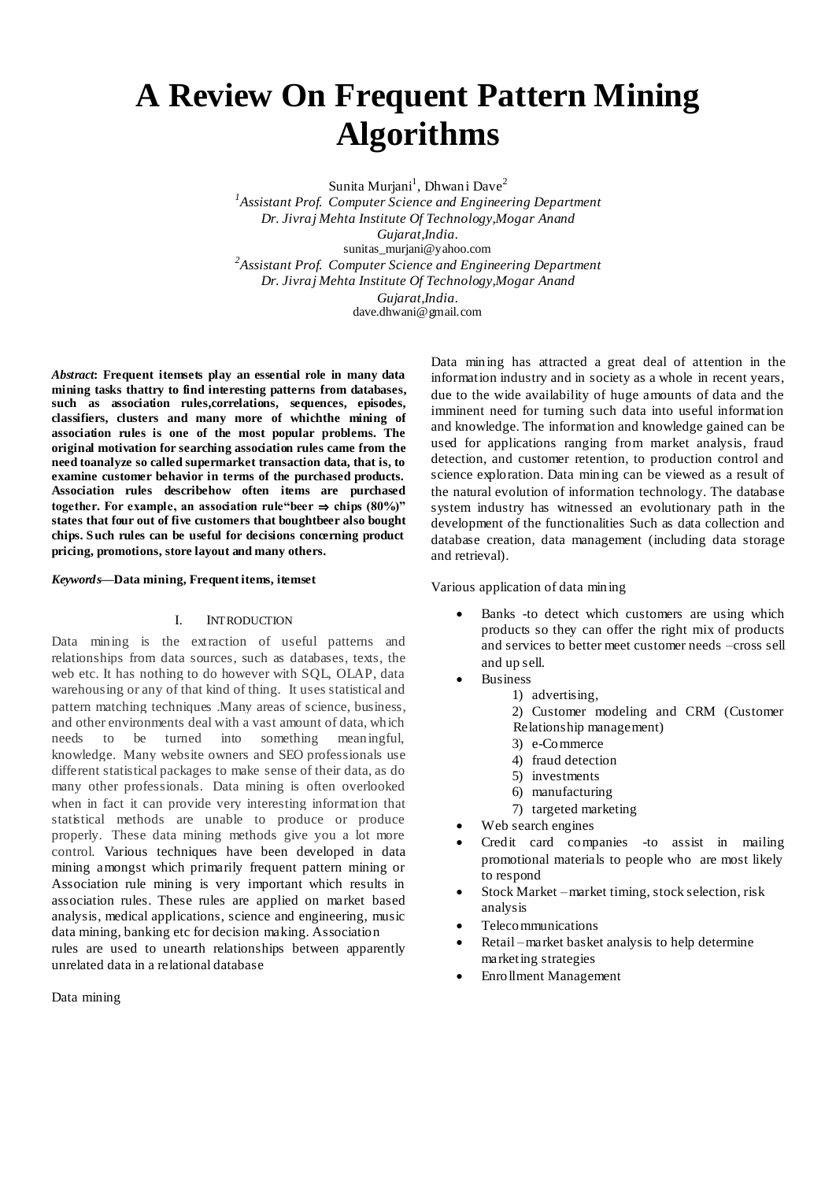# A Review On Frequent Pattern Mining Algorithms

Sunita Murjani[1], Dhwani Dave[2]

[1]*Assistant Prof. Computer Science and Engineering Department*
*Dr. Jivraj Mehta Institute Of Technology,Mogar Anand*
*Gujarat,India.*
sunitas_murjani@yahoo.com

[2]*Assistant Prof. Computer Science and Engineering Department*
*Dr. Jivraj Mehta Institute Of Technology,Mogar Anand*
*Gujarat,India.*
dave.dhwani@gmail.com

***Abstract*: Frequent itemsets play an essential role in many data mining tasks thattry to find interesting patterns from databases, such as association rules,correlations, sequences, episodes, classifiers, clusters and many more of whichthe mining of association rules is one of the most popular problems. The original motivation for searching association rules came from the need toanalyze so called supermarket transaction data, that is, to examine customer behavior in terms of the purchased products. Association rules describehow often items are purchased together. For example, an association rule"beer ⇒ chips (80%)" states that four out of five customers that boughtbeer also bought chips. Such rules can be useful for decisions concerning product pricing, promotions, store layout and many others.**

***Keywords*—Data mining, Frequent items, itemset**

## I. INTRODUCTION

Data mining is the extraction of useful patterns and relationships from data sources, such as databases, texts, the web etc. It has nothing to do however with SQL, OLAP, data warehousing or any of that kind of thing. It uses statistical and pattern matching techniques .Many areas of science, business, and other environments deal with a vast amount of data, which needs to be turned into something meaningful, knowledge. Many website owners and SEO professionals use different statistical packages to make sense of their data, as do many other professionals. Data mining is often overlooked when in fact it can provide very interesting information that statistical methods are unable to produce or produce properly. These data mining methods give you a lot more control. Various techniques have been developed in data mining amongst which primarily frequent pattern mining or Association rule mining is very important which results in association rules. These rules are applied on market based analysis, medical applications, science and engineering, music data mining, banking etc for decision making. Association rules are used to unearth relationships between apparently unrelated data in a relational database

Data mining

Data mining has attracted a great deal of attention in the information industry and in society as a whole in recent years, due to the wide availability of huge amounts of data and the imminent need for turning such data into useful information and knowledge. The information and knowledge gained can be used for applications ranging from market analysis, fraud detection, and customer retention, to production control and science exploration. Data mining can be viewed as a result of the natural evolution of information technology. The database system industry has witnessed an evolutionary path in the development of the functionalities Such as data collection and database creation, data management (including data storage and retrieval).

Various application of data mining

- Banks -to detect which customers are using which products so they can offer the right mix of products and services to better meet customer needs –cross sell and up sell.
- Business
    1) advertising,
    2) Customer modeling and CRM (Customer Relationship management)
    3) e-Commerce
    4) fraud detection
    5) investments
    6) manufacturing
    7) targeted marketing
- Web search engines
- Credit card companies -to assist in mailing promotional materials to people who are most likely to respond
- Stock Market – market timing, stock selection, risk analysis
- Telecommunications
- Retail – market basket analysis to help determine marketing strategies
- Enrollment Management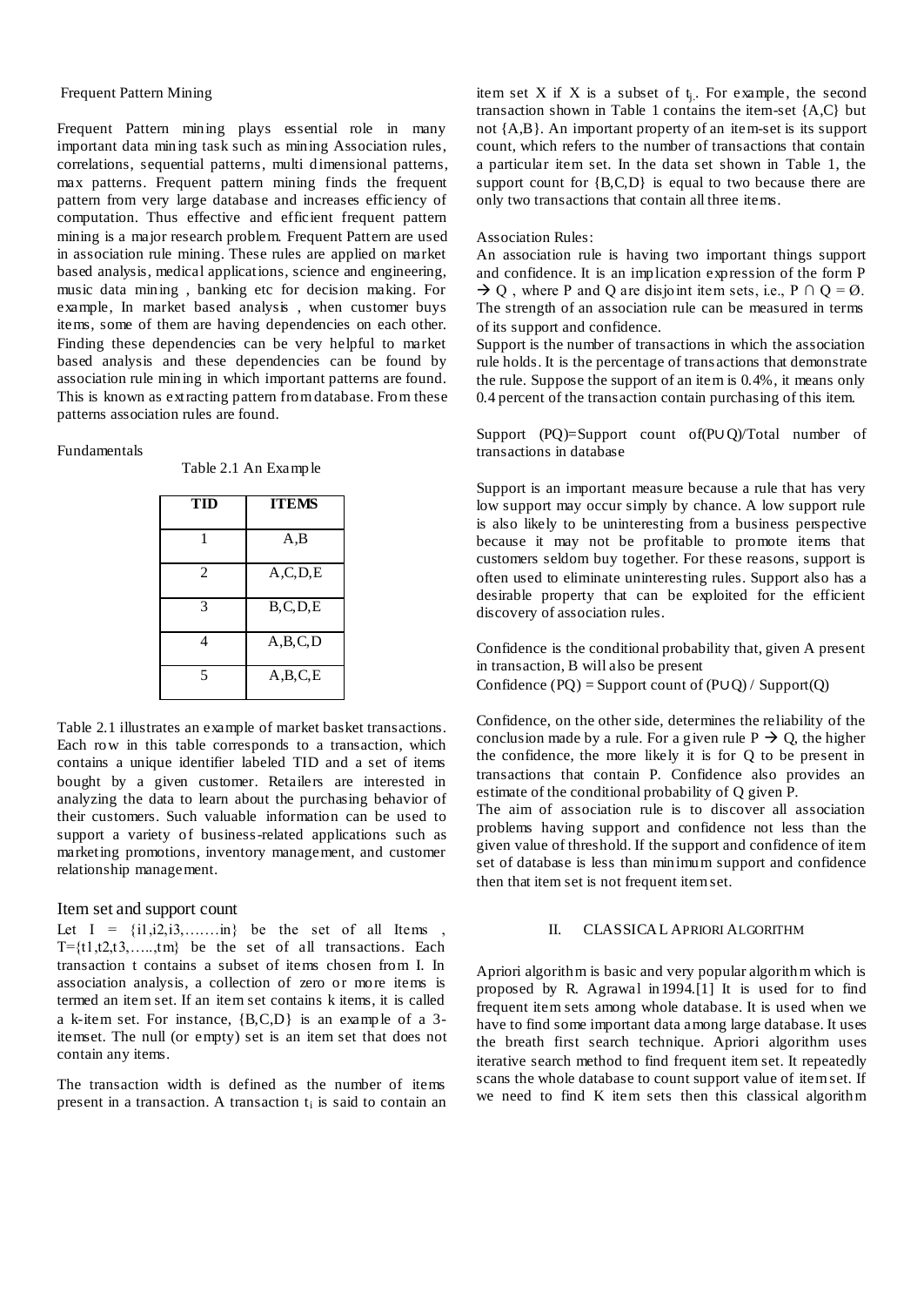Frequent Pattern Mining

Frequent Pattern mining plays essential role in many important data mining task such as mining Association rules, correlations, sequential patterns, multi dimensional patterns, max patterns. Frequent pattern mining finds the frequent pattern from very large database and increases efficiency of computation. Thus effective and efficient frequent pattern mining is a major research problem. Frequent Pattern are used in association rule mining. These rules are applied on market based analysis, medical applications, science and engineering, music data mining , banking etc for decision making. For example, In market based analysis , when customer buys items, some of them are having dependencies on each other. Finding these dependencies can be very helpful to market based analysis and these dependencies can be found by association rule mining in which important patterns are found. This is known as extracting pattern from database. From these patterns association rules are found.

Fundamentals

Table 2.1 An Example

| TID | ITEMS |
|---|---|
| 1 | A,B |
| 2 | A,C,D,E |
| 3 | B,C,D,E |
| 4 | A,B,C,D |
| 5 | A,B,C,E |

Table 2.1 illustrates an example of market basket transactions. Each row in this table corresponds to a transaction, which contains a unique identifier labeled TID and a set of items bought by a given customer. Retailers are interested in analyzing the data to learn about the purchasing behavior of their customers. Such valuable information can be used to support a variety of business-related applications such as marketing promotions, inventory management, and customer relationship management.

## Item set and support count

Let I = {i1,i2,i3,…….in} be the set of all Items , T={t1,t2,t3,…..,tm} be the set of all transactions. Each transaction t contains a subset of items chosen from I. In association analysis, a collection of zero or more items is termed an item set. If an item set contains k items, it is called a k-item set. For instance, {B,C,D} is an example of a 3-itemset. The null (or empty) set is an item set that does not contain any items.

The transaction width is defined as the number of items present in a transaction. A transaction $t_i$ is said to contain an item set X if X is a subset of $t_j$. For example, the second transaction shown in Table 1 contains the item-set {A,C} but not {A,B}. An important property of an item-set is its support count, which refers to the number of transactions that contain a particular item set. In the data set shown in Table 1, the support count for {B,C,D} is equal to two because there are only two transactions that contain all three items.

Association Rules:

An association rule is having two important things support and confidence. It is an implication expression of the form P → Q , where P and Q are disjoint item sets, i.e., $P \cap Q = \emptyset$. The strength of an association rule can be measured in terms of its support and confidence.

Support is the number of transactions in which the association rule holds. It is the percentage of transactions that demonstrate the rule. Suppose the support of an item is 0.4%, it means only 0.4 percent of the transaction contain purchasing of this item.

Support (PQ)=Support count of(P∪Q)/Total number of transactions in database

Support is an important measure because a rule that has very low support may occur simply by chance. A low support rule is also likely to be uninteresting from a business perspective because it may not be profitable to promote items that customers seldom buy together. For these reasons, support is often used to eliminate uninteresting rules. Support also has a desirable property that can be exploited for the efficient discovery of association rules.

Confidence is the conditional probability that, given A present in transaction, B will also be present

Confidence (PQ) = Support count of (P∪Q) / Support(Q)

Confidence, on the other side, determines the reliability of the conclusion made by a rule. For a given rule P → Q, the higher the confidence, the more likely it is for Q to be present in transactions that contain P. Confidence also provides an estimate of the conditional probability of Q given P.

The aim of association rule is to discover all association problems having support and confidence not less than the given value of threshold. If the support and confidence of item set of database is less than minimum support and confidence then that item set is not frequent item set.

## II. Classical Apriori Algorithm

Apriori algorithm is basic and very popular algorithm which is proposed by R. Agrawal in1994.[1] It is used for to find frequent item sets among whole database. It is used when we have to find some important data among large database. It uses the breath first search technique. Apriori algorithm uses iterative search method to find frequent item set. It repeatedly scans the whole database to count support value of item set. If we need to find K item sets then this classical algorithm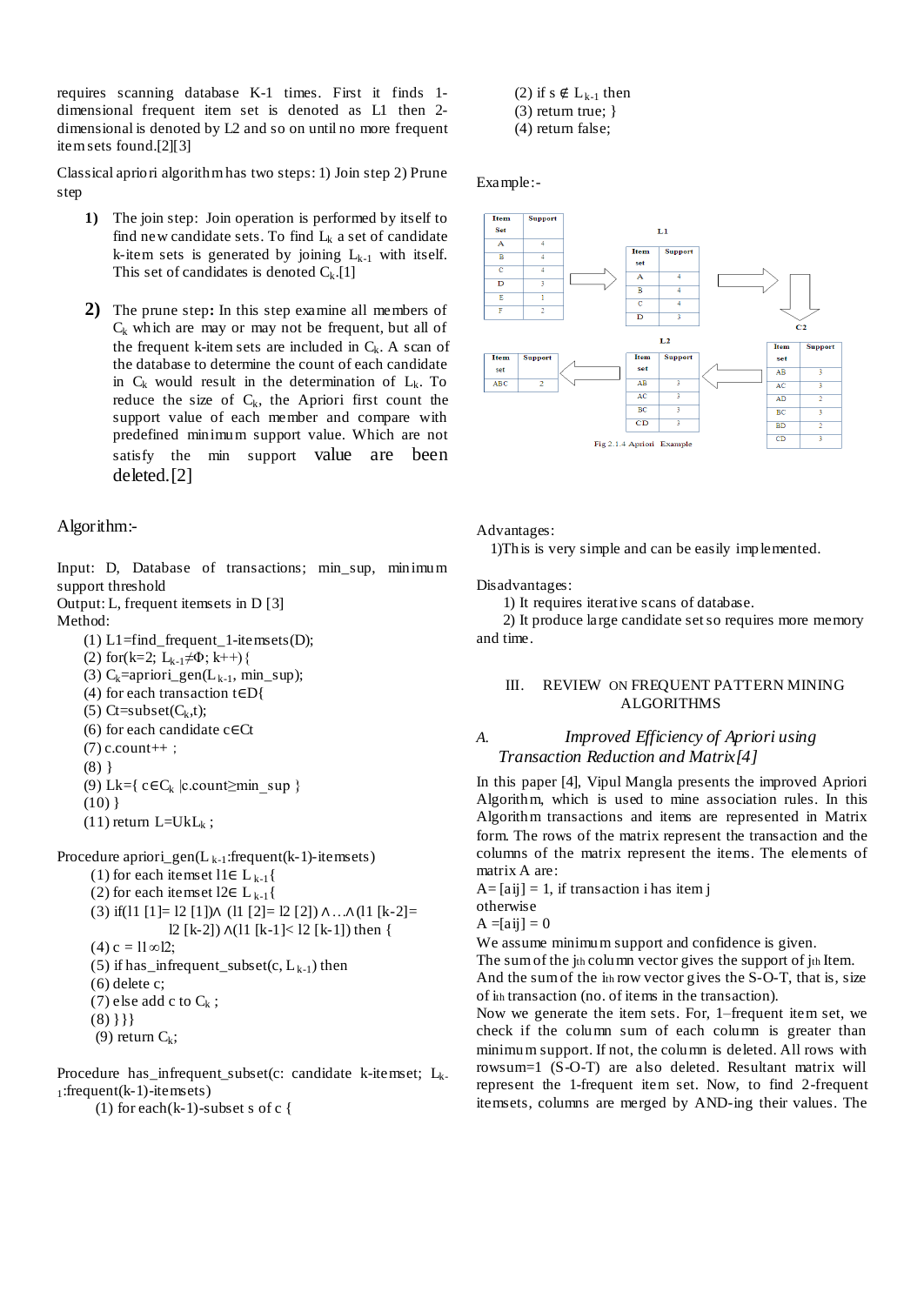requires scanning database K-1 times. First it finds 1-dimensional frequent item set is denoted as L1 then 2-dimensional is denoted by L2 and so on until no more frequent itemsets found.[2][3]

Classical apriori algorithm has two steps: 1) Join step 2) Prune step

1) The join step: Join operation is performed by itself to find new candidate sets. To find $L_k$ a set of candidate k-item sets is generated by joining $L_{k-1}$ with itself. This set of candidates is denoted $C_k$.[1]

2) The prune step**:** In this step examine all members of $C_k$ which are may or may not be frequent, but all of the frequent k-item sets are included in $C_k$. A scan of the database to determine the count of each candidate in $C_k$ would result in the determination of $L_k$. To reduce the size of $C_k$, the Apriori first count the support value of each member and compare with predefined minimum support value. Which are not satisfy the min support value are been deleted.[2]

Algorithm:-

Input: D, Database of transactions; min_sup, minimum support threshold
Output: L, frequent itemsets in D [3]
Method:

(1) L1=find_frequent_1-itemsets(D);
(2) for(k=2; $L_{k-1} \neq \Phi$; k++){
(3) $C_k$=apriori_gen($L_{k-1}$, min_sup);
(4) for each transaction t∈D{
(5) Ct=subset($C_k$,t);
(6) for each candidate c∈Ct
(7) c.count++ ;
(8) }
(9) Lk={ c∈$C_k$ |c.count≥min_sup }
(10) }
(11) return L=Uk$L_k$ ;

Procedure apriori_gen($L_{k-1}$:frequent(k-1)-itemsets)
(1) for each itemset l1∈ $L_{k-1}${
(2) for each itemset l2∈ $L_{k-1}${
(3) if(l1 [1]= l2 [1])∧ (l1 [2]= l2 [2]) ∧…∧(l1 [k-2]= l2 [k-2]) ∧(l1 [k-1]< l2 [k-1]) then {
(4) c = l1∞l2;
(5) if has_infrequent_subset(c, $L_{k-1}$) then
(6) delete c;
(7) else add c to $C_k$ ;
(8) }}}
(9) return $C_k$;

Procedure has_infrequent_subset(c: candidate k-itemset; $L_{k-1}$:frequent(k-1)-itemsets)
(1) for each(k-1)-subset s of c {
(2) if s ∉ $L_{k-1}$ then
(3) return true; }
(4) return false;

Example:-

| Item Set | Support |
|---|---|
| A | 4 |
| B | 4 |
| C | 4 |
| D | 3 |
| E | 1 |
| F | 2 |

L1

| Item set | Support |
|---|---|
| A | 4 |
| B | 4 |
| C | 4 |
| D | 3 |

C2

| Item set | Support |
|---|---|
| AB | 3 |
| AC | 3 |
| AD | 2 |
| BC | 3 |
| BD | 2 |
| CD | 3 |

L2

| Item set | Support |
|---|---|
| AB | 3 |
| AC | 3 |
| BC | 3 |
| CD | 3 |

| Item set | Support |
|---|---|
| ABC | 2 |

Fig 2.1.4 Apriori Example

Advantages:
1)This is very simple and can be easily implemented.

Disadvantages:
1) It requires iterative scans of database.
2) It produce large candidate set so requires more memory and time.

## III. REVIEW ON FREQUENT PATTERN MINING ALGORITHMS

### *A. Improved Efficiency of Apriori using Transaction Reduction and Matrix[4]*

In this paper [4], Vipul Mangla presents the improved Apriori Algorithm, which is used to mine association rules. In this Algorithm transactions and items are represented in Matrix form. The rows of the matrix represent the transaction and the columns of the matrix represent the items. The elements of matrix A are:
A= [aij] = 1, if transaction i has item j
otherwise
A =[aij] = 0
We assume minimum support and confidence is given.
The sum of the jth column vector gives the support of jth Item.
And the sum of the ith row vector gives the S-O-T, that is, size of ith transaction (no. of items in the transaction).
Now we generate the item sets. For, 1–frequent item set, we check if the column sum of each column is greater than minimum support. If not, the column is deleted. All rows with rowsum=1 (S-O-T) are also deleted. Resultant matrix will represent the 1-frequent item set. Now, to find 2-frequent itemsets, columns are merged by AND-ing their values. The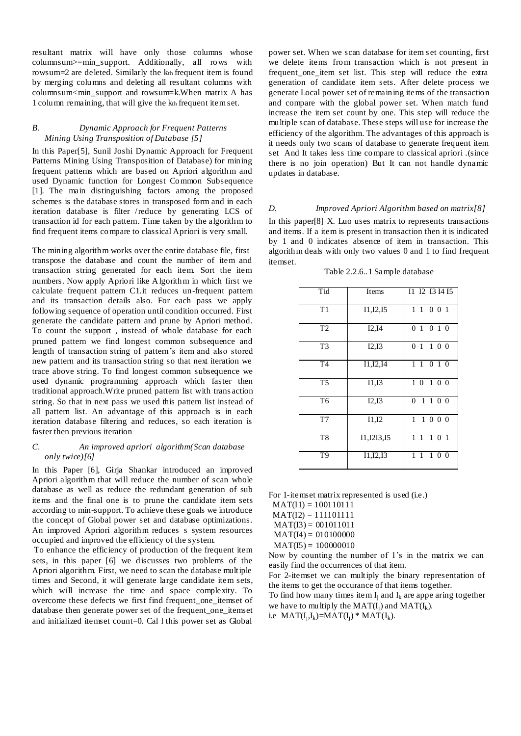resultant matrix will have only those columns whose columnsum>=min_support. Additionally, all rows with rowsum=2 are deleted. Similarly the $k_{th}$ frequent item is found by merging columns and deleting all resultant columns with columnsum<min_support and rowsum=k.When matrix A has 1 column remaining, that will give the $k_{th}$ frequent item set.

### B. Dynamic Approach for Frequent Patterns Mining Using Transposition of Database [5]

In this Paper[5], Sunil Joshi Dynamic Approach for Frequent Patterns Mining Using Transposition of Database) for mining frequent patterns which are based on Apriori algorithm and used Dynamic function for Longest Common Subsequence [1]. The main distinguishing factors among the proposed schemes is the database stores in transposed form and in each iteration database is filter /reduce by generating LCS of transaction id for each pattern. Time taken by the algorithm to find frequent items compare to classical Apriori is very small.

The mining algorithm works over the entire database file, first transpose the database and count the number of item and transaction string generated for each item. Sort the item numbers. Now apply Apriori like Algorithm in which first we calculate frequent pattern C1.it reduces un-frequent pattern and its transaction details also. For each pass we apply following sequence of operation until condition occurred. First generate the candidate pattern and prune by Apriori method. To count the support , instead of whole database for each pruned pattern we find longest common subsequence and length of transaction string of pattern's item and also stored new pattern and its transaction string so that next iteration we trace above string. To find longest common subsequence we used dynamic programming approach which faster then traditional approach.Write pruned pattern list with transaction string. So that in next pass we used this pattern list instead of all pattern list. An advantage of this approach is in each iteration database filtering and reduces, so each iteration is faster then previous iteration

### C. An improved apriori algorithm(Scan database only twice)[6]

In this Paper [6], Girja Shankar introduced an improved Apriori algorithm that will reduce the number of scan whole database as well as reduce the redundant generation of sub items and the final one is to prune the candidate item sets according to min-support. To achieve these goals we introduce the concept of Global power set and database optimizations. An improved Apriori algorithm reduces s system resources occupied and improved the efficiency of the system.

To enhance the efficiency of production of the frequent item sets, in this paper [6] we discusses two problems of the Apriori algorithm. First, we need to scan the database multiple times and Second, it will generate large candidate item sets, which will increase the time and space complexity. To overcome these defects we first find frequent_one_itemset of database then generate power set of the frequent_one_itemset and initialized itemset count=0. Cal l this power set as Global power set. When we scan database for item set counting, first we delete items from transaction which is not present in frequent_one_item set list. This step will reduce the extra generation of candidate item sets. After delete process we generate Local power set of remaining items of the transaction and compare with the global power set. When match fund increase the item set count by one. This step will reduce the multiple scan of database. These steps will use for increase the efficiency of the algorithm. The advantages of this approach is it needs only two scans of database to generate frequent item set And It takes less time compare to classical apriori .(since there is no join operation) But It can not handle dynamic updates in database.

### D. Improved Apriori Algorithm based on matrix[8]

In this paper[8] X. Luo uses matrix to represents transactions and items. If a item is present in transaction then it is indicated by 1 and 0 indicates absence of item in transaction. This algorithm deals with only two values 0 and 1 to find frequent itemset.

Table 2.2.6..1 Sample database

| Tid | Items | I1 I2 I3 I4 I5 |
|---|---|---|
| T1 | I1,I2,I5 | 1 1 0 0 1 |
| T2 | I2,I4 | 0 1 0 1 0 |
| T3 | I2,I3 | 0 1 1 0 0 |
| T4 | I1,I2,I4 | 1 1 0 1 0 |
| T5 | I1,I3 | 1 0 1 0 0 |
| T6 | I2,I3 | 0 1 1 0 0 |
| T7 | I1,I2 | 1 1 0 0 0 |
| T8 | I1,I2I3,I5 | 1 1 1 0 1 |
| T9 | I1,I2,I3 | 1 1 1 0 0 |

For 1-itemset matrix represented is used (i.e.)

MAT(I1) = 100110111
MAT(I2) = 111101111
MAT(I3) = 001011011
MAT(I4) = 010100000
MAT(I5) = 100000010

Now by counting the number of 1's in the matrix we can easily find the occurrences of that item.

For 2-itemset we can multiply the binary representation of the items to get the occurance of that items together.

To find how many times item $I_j$ and $I_k$ are appe aring together we have to multiply the $MAT(I_j)$ and $MAT(I_k)$.

i.e $MAT(I_j,I_k)=MAT(I_j) * MAT(I_k)$.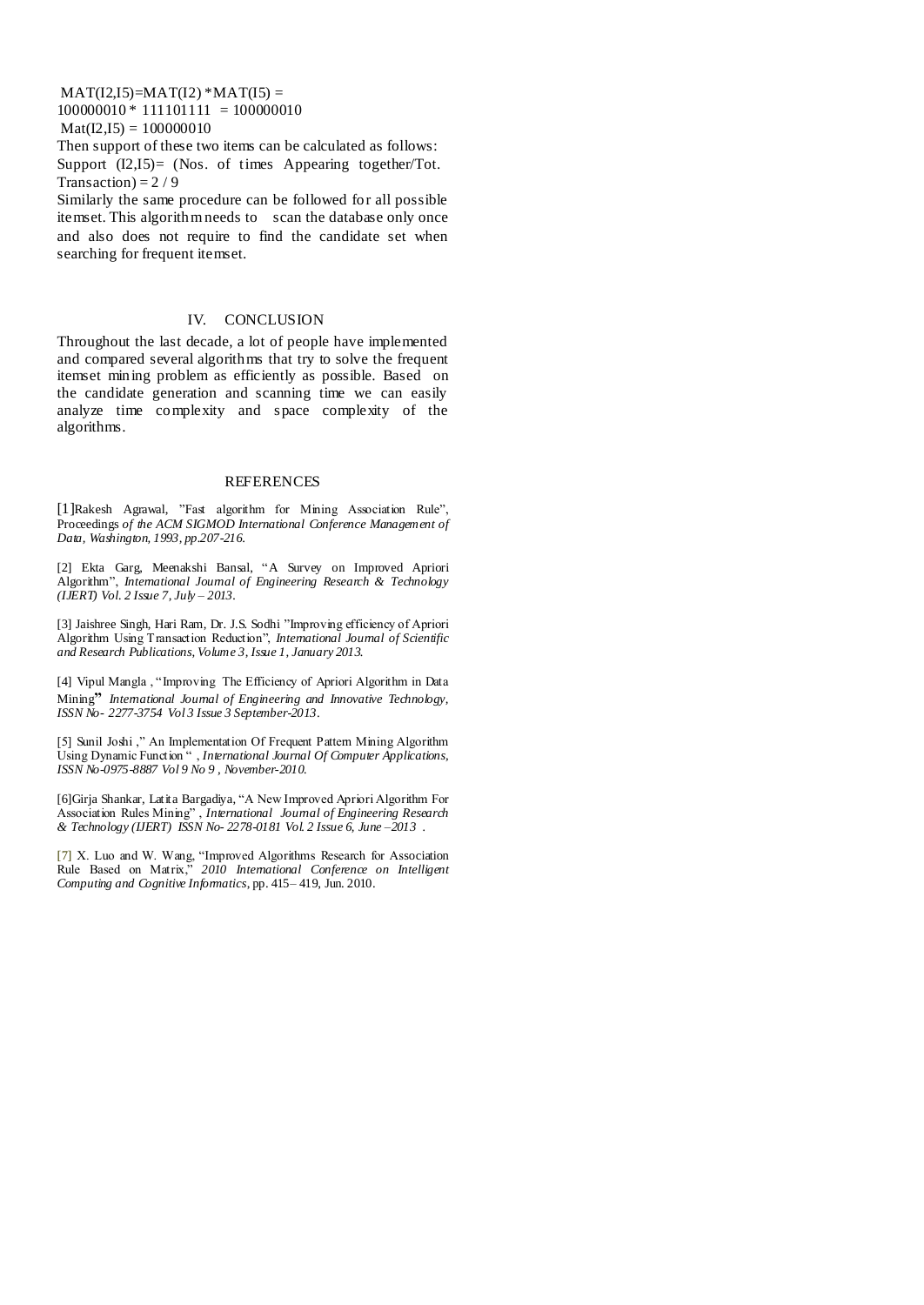MAT(I2,I5)=MAT(I2) *MAT(I5) =
100000010 * 111101111 = 100000010
Mat(I2,I5) = 100000010

Then support of these two items can be calculated as follows:
Support (I2,I5)= (Nos. of times Appearing together/Tot. Transaction) = 2 / 9

Similarly the same procedure can be followed for all possible itemset. This algorithm needs to scan the database only once and also does not require to find the candidate set when searching for frequent itemset.

## IV. CONCLUSION

Throughout the last decade, a lot of people have implemented and compared several algorithms that try to solve the frequent itemset mining problem as efficiently as possible. Based on the candidate generation and scanning time we can easily analyze time complexity and space complexity of the algorithms.

## REFERENCES

[1]Rakesh Agrawal, "Fast algorithm for Mining Association Rule", Proceedings *of the ACM SIGMOD International Conference Management of Data, Washington, 1993, pp.207-216.*

[2] Ekta Garg, Meenakshi Bansal, "A Survey on Improved Apriori Algorithm", *International Journal of Engineering Research & Technology (IJERT) Vol. 2 Issue 7, July – 2013.*

[3] Jaishree Singh, Hari Ram, Dr. J.S. Sodhi "Improving efficiency of Apriori Algorithm Using Transaction Reduction", *International Journal of Scientific and Research Publications, Volume 3, Issue 1, January 2013.*

[4] Vipul Mangla , "Improving The Efficiency of Apriori Algorithm in Data Mining" *International Journal of Engineering and Innovative Technology, ISSN No- 2277-3754 Vol 3 Issue 3 September-2013.*

[5] Sunil Joshi ," An Implementation Of Frequent Pattern Mining Algorithm Using Dynamic Function " , *International Journal Of Computer Applications, ISSN No-0975-8887 Vol 9 No 9 , November-2010.*

[6]Girja Shankar, Latita Bargadiya, "A New Improved Apriori Algorithm For Association Rules Mining" , *International Journal of Engineering Research & Technology (IJERT) ISSN No- 2278-0181 Vol. 2 Issue 6, June –2013* .

[7] X. Luo and W. Wang, "Improved Algorithms Research for Association Rule Based on Matrix," *2010 International Conference on Intelligent Computing and Cognitive Informatics*, pp. 415– 419, Jun. 2010.